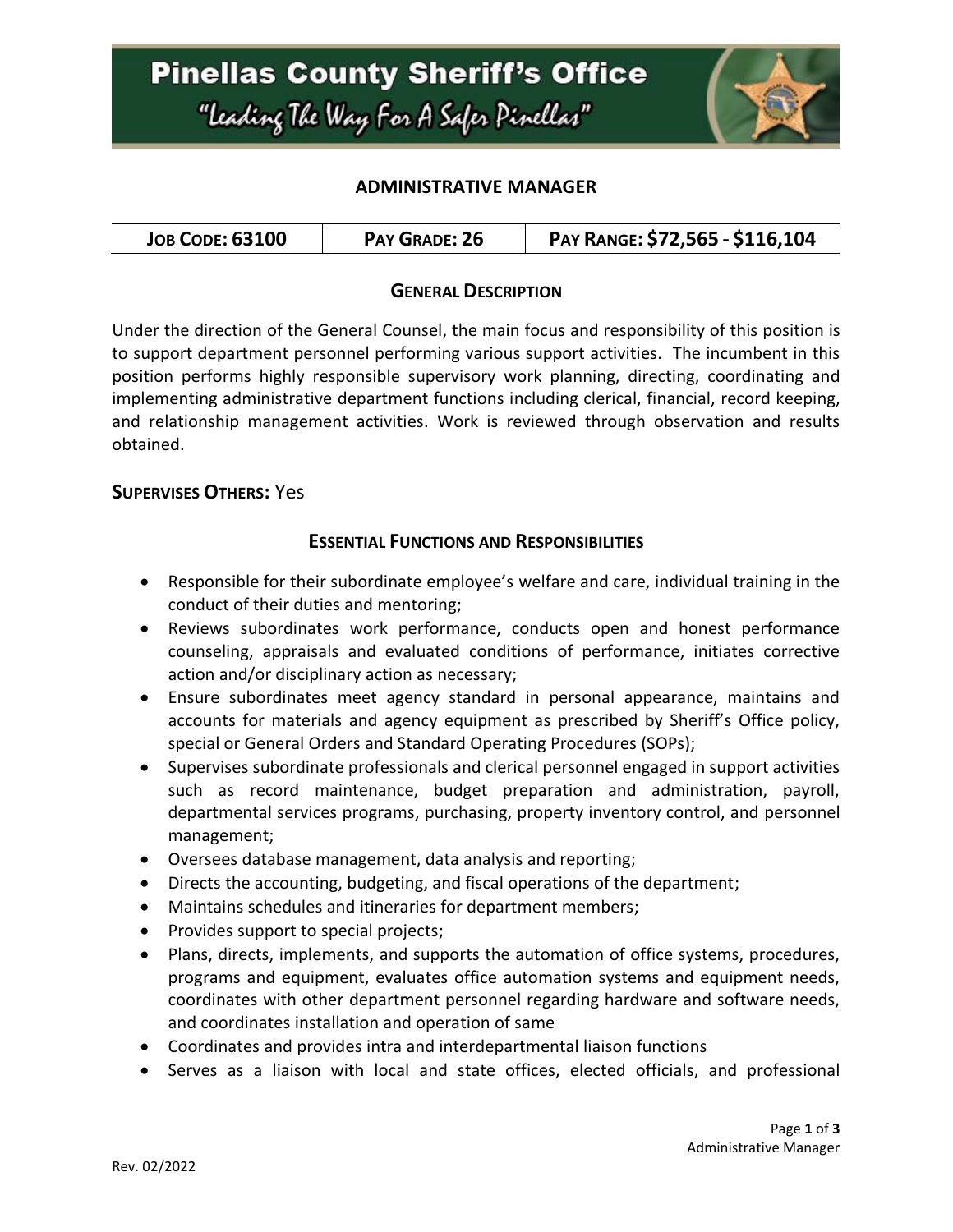# Pinellas County Sheriff's Office

*"Leading The Way For A Safer Pinellas"*

## ADMINISTRATIVE MANAGER

| JOB CODE: 63100 | PAY GRADE: 26 | PAY RANGE: $72,565 - $116,104 |
|---|---|---|

### GENERAL DESCRIPTION

Under the direction of the General Counsel, the main focus and responsibility of this position is to support department personnel performing various support activities. The incumbent in this position performs highly responsible supervisory work planning, directing, coordinating and implementing administrative department functions including clerical, financial, record keeping, and relationship management activities. Work is reviewed through observation and results obtained.

**SUPERVISES OTHERS:** Yes

### ESSENTIAL FUNCTIONS AND RESPONSIBILITIES

- Responsible for their subordinate employee's welfare and care, individual training in the conduct of their duties and mentoring;
- Reviews subordinates work performance, conducts open and honest performance counseling, appraisals and evaluated conditions of performance, initiates corrective action and/or disciplinary action as necessary;
- Ensure subordinates meet agency standard in personal appearance, maintains and accounts for materials and agency equipment as prescribed by Sheriff's Office policy, special or General Orders and Standard Operating Procedures (SOPs);
- Supervises subordinate professionals and clerical personnel engaged in support activities such as record maintenance, budget preparation and administration, payroll, departmental services programs, purchasing, property inventory control, and personnel management;
- Oversees database management, data analysis and reporting;
- Directs the accounting, budgeting, and fiscal operations of the department;
- Maintains schedules and itineraries for department members;
- Provides support to special projects;
- Plans, directs, implements, and supports the automation of office systems, procedures, programs and equipment, evaluates office automation systems and equipment needs, coordinates with other department personnel regarding hardware and software needs, and coordinates installation and operation of same
- Coordinates and provides intra and interdepartmental liaison functions
- Serves as a liaison with local and state offices, elected officials, and professional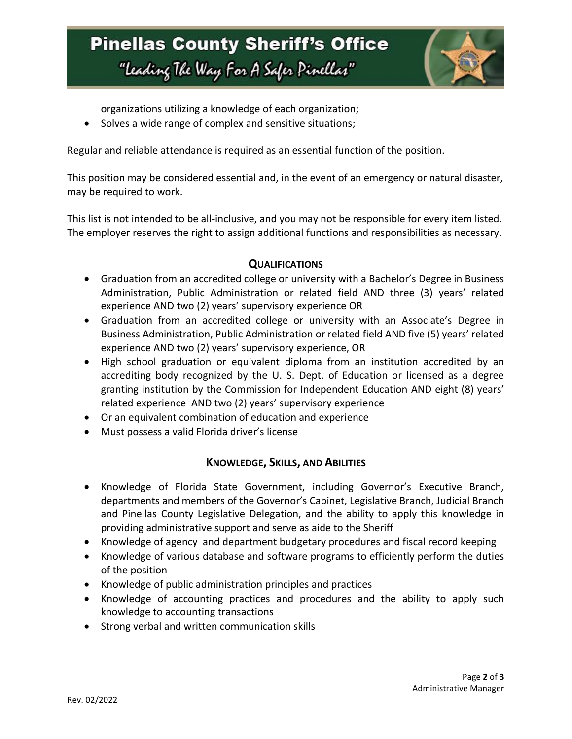organizations utilizing a knowledge of each organization;

- Solves a wide range of complex and sensitive situations;

Regular and reliable attendance is required as an essential function of the position.

This position may be considered essential and, in the event of an emergency or natural disaster, may be required to work.

This list is not intended to be all-inclusive, and you may not be responsible for every item listed. The employer reserves the right to assign additional functions and responsibilities as necessary.

## Qualifications

- Graduation from an accredited college or university with a Bachelor's Degree in Business Administration, Public Administration or related field AND three (3) years' related experience AND two (2) years' supervisory experience OR
- Graduation from an accredited college or university with an Associate's Degree in Business Administration, Public Administration or related field AND five (5) years' related experience AND two (2) years' supervisory experience, OR
- High school graduation or equivalent diploma from an institution accredited by an accrediting body recognized by the U. S. Dept. of Education or licensed as a degree granting institution by the Commission for Independent Education AND eight (8) years' related experience AND two (2) years' supervisory experience
- Or an equivalent combination of education and experience
- Must possess a valid Florida driver's license

## Knowledge, Skills, and Abilities

- Knowledge of Florida State Government, including Governor's Executive Branch, departments and members of the Governor's Cabinet, Legislative Branch, Judicial Branch and Pinellas County Legislative Delegation, and the ability to apply this knowledge in providing administrative support and serve as aide to the Sheriff
- Knowledge of agency and department budgetary procedures and fiscal record keeping
- Knowledge of various database and software programs to efficiently perform the duties of the position
- Knowledge of public administration principles and practices
- Knowledge of accounting practices and procedures and the ability to apply such knowledge to accounting transactions
- Strong verbal and written communication skills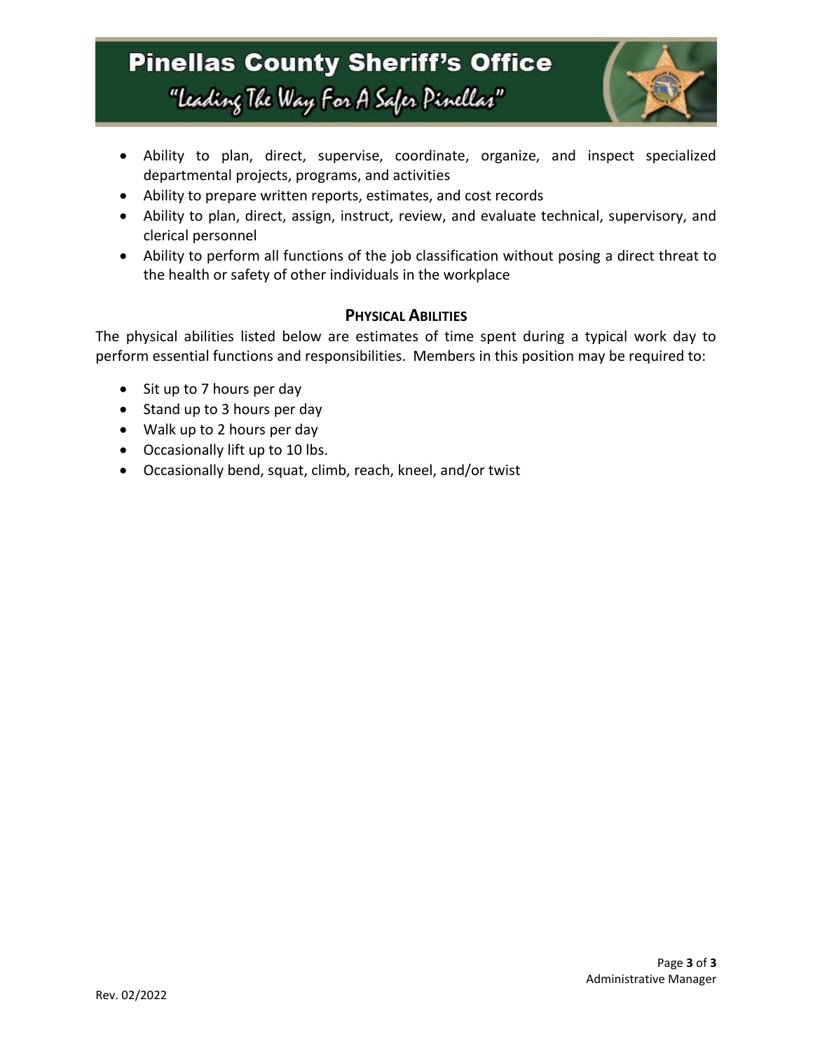- Ability to plan, direct, supervise, coordinate, organize, and inspect specialized departmental projects, programs, and activities
- Ability to prepare written reports, estimates, and cost records
- Ability to plan, direct, assign, instruct, review, and evaluate technical, supervisory, and clerical personnel
- Ability to perform all functions of the job classification without posing a direct threat to the health or safety of other individuals in the workplace

## PHYSICAL ABILITIES

The physical abilities listed below are estimates of time spent during a typical work day to perform essential functions and responsibilities. Members in this position may be required to:

- Sit up to 7 hours per day
- Stand up to 3 hours per day
- Walk up to 2 hours per day
- Occasionally lift up to 10 lbs.
- Occasionally bend, squat, climb, reach, kneel, and/or twist